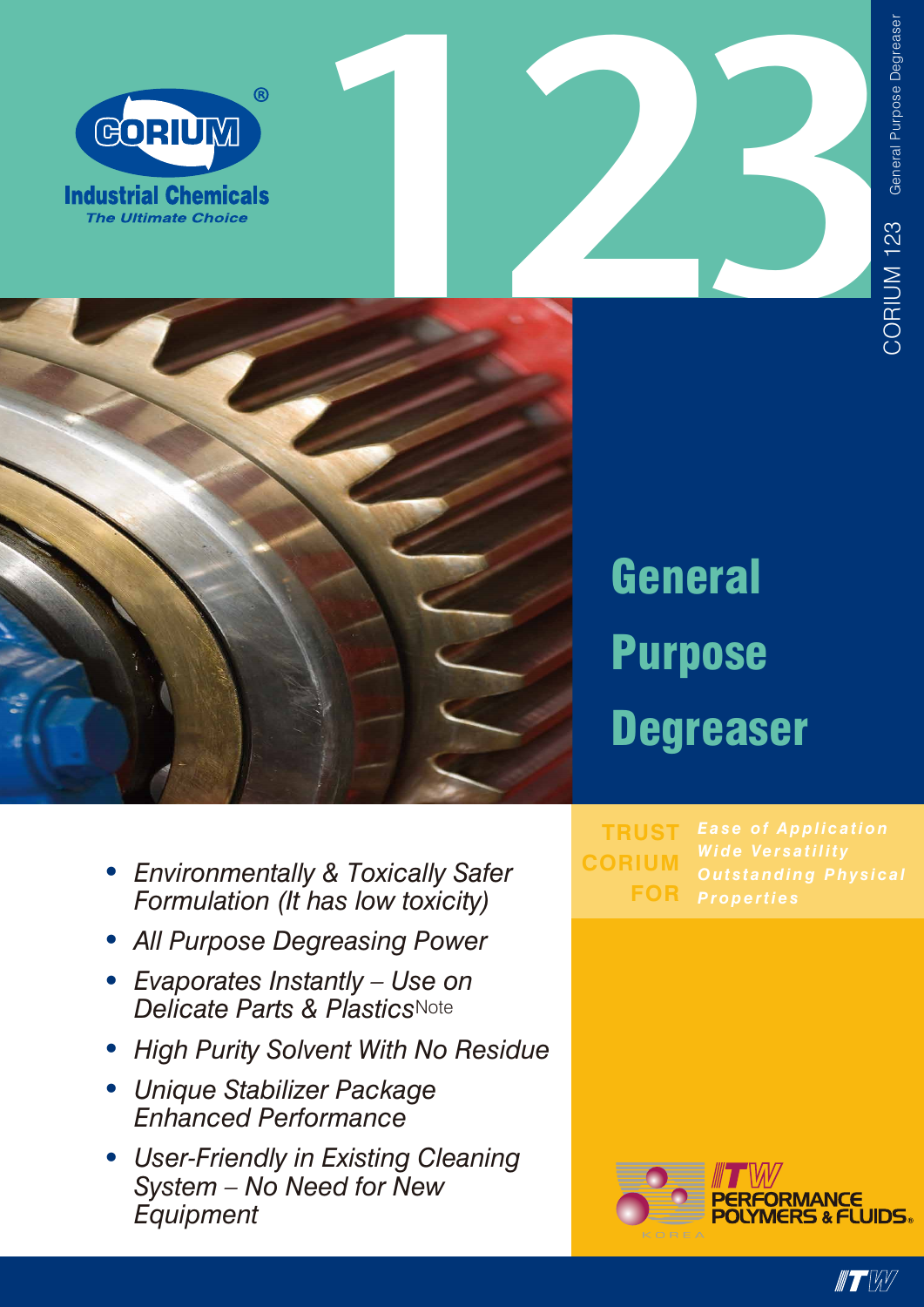CORIUM®

Industrial Chemicals

*The Ultimate Choice*

# 123

CORIUM 123 General Purpose Degreaser

# General Purpose Degreaser

**TRUST CORIUM FOR**

*Ease of Application*
*Wide Versatility*
*Outstanding Physical Properties*

- *Environmentally & Toxically Safer Formulation (It has low toxicity)*
- *All Purpose Degreasing Power*
- *Evaporates Instantly – Use on Delicate Parts & Plastics*Note
- *High Purity Solvent With No Residue*
- *Unique Stabilizer Package Enhanced Performance*
- *User-Friendly in Existing Cleaning System – No Need for New Equipment*

ITW PERFORMANCE POLYMERS & FLUIDS® KOREA

ITW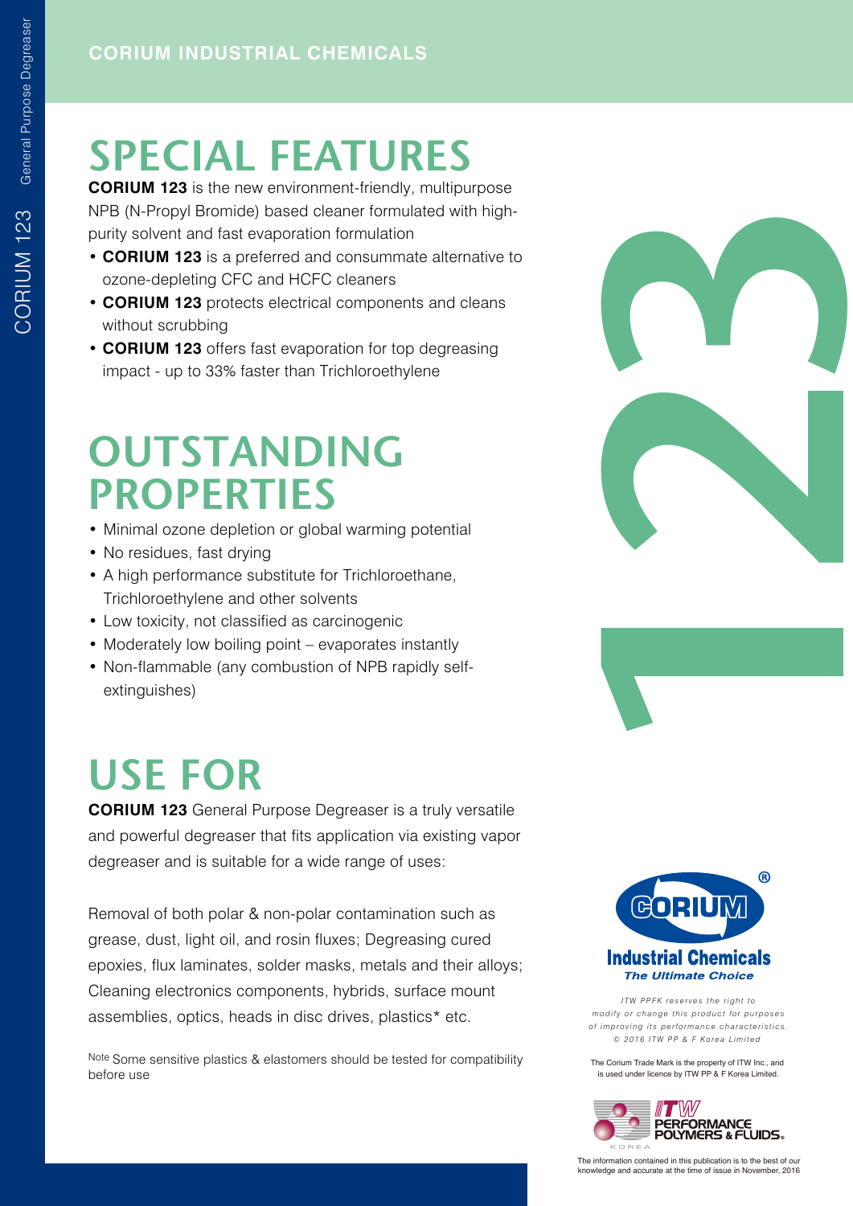CORIUM INDUSTRIAL CHEMICALS

# SPECIAL FEATURES

**CORIUM 123** is the new environment-friendly, multipurpose NPB (N-Propyl Bromide) based cleaner formulated with high-purity solvent and fast evaporation formulation

- **CORIUM 123** is a preferred and consummate alternative to ozone-depleting CFC and HCFC cleaners
- **CORIUM 123** protects electrical components and cleans without scrubbing
- **CORIUM 123** offers fast evaporation for top degreasing impact - up to 33% faster than Trichloroethylene

# OUTSTANDING PROPERTIES

- Minimal ozone depletion or global warming potential
- No residues, fast drying
- A high performance substitute for Trichloroethane, Trichloroethylene and other solvents
- Low toxicity, not classified as carcinogenic
- Moderately low boiling point – evaporates instantly
- Non-flammable (any combustion of NPB rapidly self-extinguishes)

# USE FOR

**CORIUM 123** General Purpose Degreaser is a truly versatile and powerful degreaser that fits application via existing vapor degreaser and is suitable for a wide range of uses:

Removal of both polar & non-polar contamination such as grease, dust, light oil, and rosin fluxes; Degreasing cured epoxies, flux laminates, solder masks, metals and their alloys; Cleaning electronics components, hybrids, surface mount assemblies, optics, heads in disc drives, plastics* etc.

Note Some sensitive plastics & elastomers should be tested for compatibility before use

CORIUM® Industrial Chemicals
*The Ultimate Choice*

*ITW PPFK reserves the right to modify or change this product for purposes of improving its performance characteristics. © 2016 ITW PP & F Korea Limited*

The Corium Trade Mark is the property of ITW Inc., and is used under licence by ITW PP & F Korea Limited.

ITW PERFORMANCE POLYMERS & FLUIDS KOREA

The information contained in this publication is to the best of our knowledge and accurate at the time of issue in November, 2016